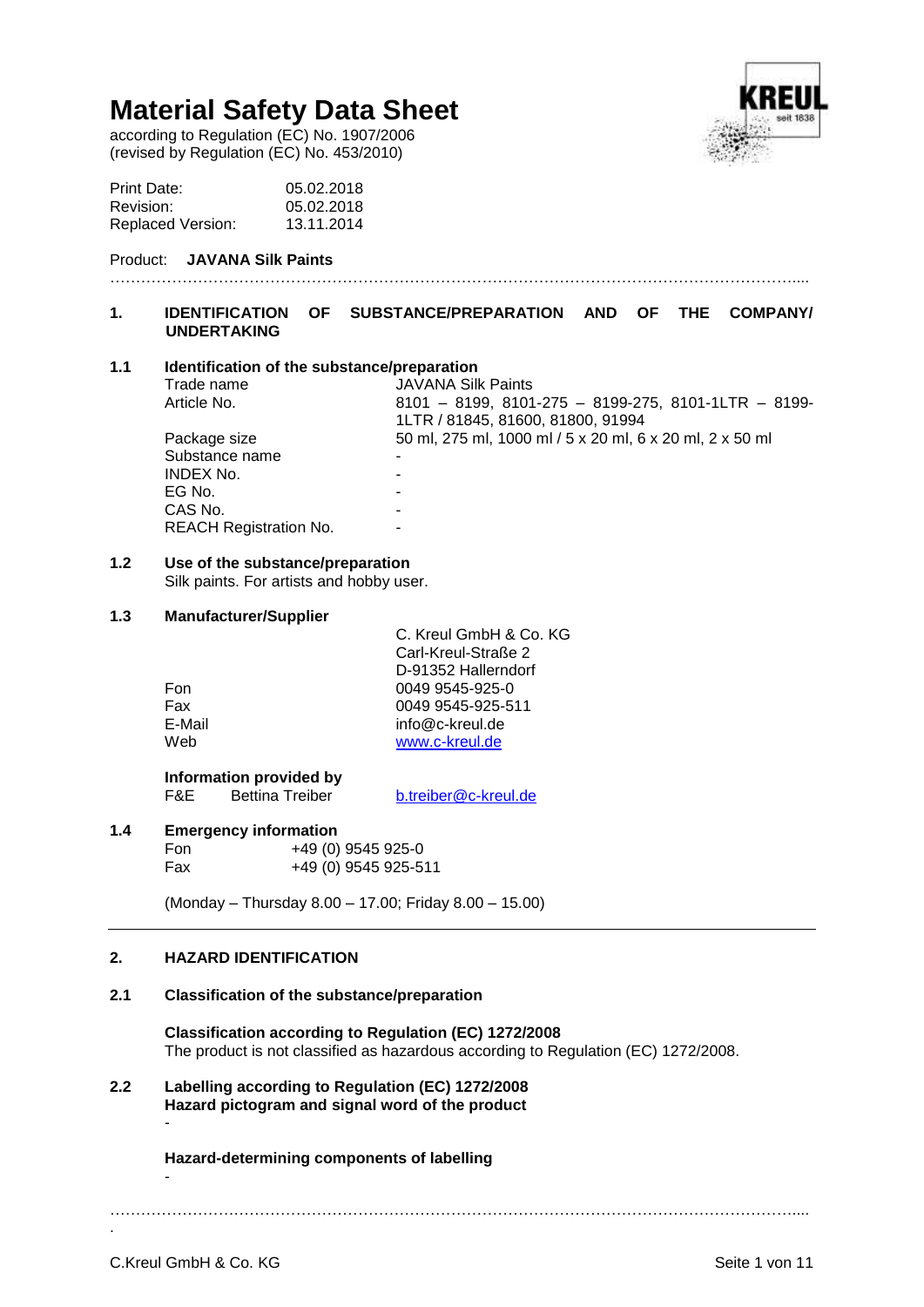# Material Safety Data Sheet

according to Regulation (EC) No. 1907/2006
(revised by Regulation (EC) No. 453/2010)

| | |
|---|---|
| Print Date: | 05.02.2018 |
| Revision: | 05.02.2018 |
| Replaced Version: | 13.11.2014 |

Product: **JAVANA Silk Paints**

## 1. IDENTIFICATION OF SUBSTANCE/PREPARATION AND OF THE COMPANY/ UNDERTAKING

### 1.1 Identification of the substance/preparation

| | |
|---|---|
| Trade name | JAVANA Silk Paints |
| Article No. | 8101 – 8199, 8101-275 – 8199-275, 8101-1LTR – 8199-1LTR / 81845, 81600, 81800, 91994 |
| Package size | 50 ml, 275 ml, 1000 ml / 5 x 20 ml, 6 x 20 ml, 2 x 50 ml |
| Substance name | - |
| INDEX No. | - |
| EG No. | - |
| CAS No. | - |
| REACH Registration No. | - |

### 1.2 Use of the substance/preparation

Silk paints. For artists and hobby user.

### 1.3 Manufacturer/Supplier

C. Kreul GmbH & Co. KG
Carl-Kreul-Straße 2
D-91352 Hallerndorf

| | |
|---|---|
| Fon | 0049 9545-925-0 |
| Fax | 0049 9545-925-511 |
| E-Mail | info@c-kreul.de |
| Web | www.c-kreul.de |

**Information provided by**

F&E Bettina Treiber b.treiber@c-kreul.de

### 1.4 Emergency information

| | |
|---|---|
| Fon | +49 (0) 9545 925-0 |
| Fax | +49 (0) 9545 925-511 |

(Monday – Thursday 8.00 – 17.00; Friday 8.00 – 15.00)

## 2. HAZARD IDENTIFICATION

### 2.1 Classification of the substance/preparation

**Classification according to Regulation (EC) 1272/2008**

The product is not classified as hazardous according to Regulation (EC) 1272/2008.

### 2.2 Labelling according to Regulation (EC) 1272/2008

**Hazard pictogram and signal word of the product**

-

**Hazard-determining components of labelling**

-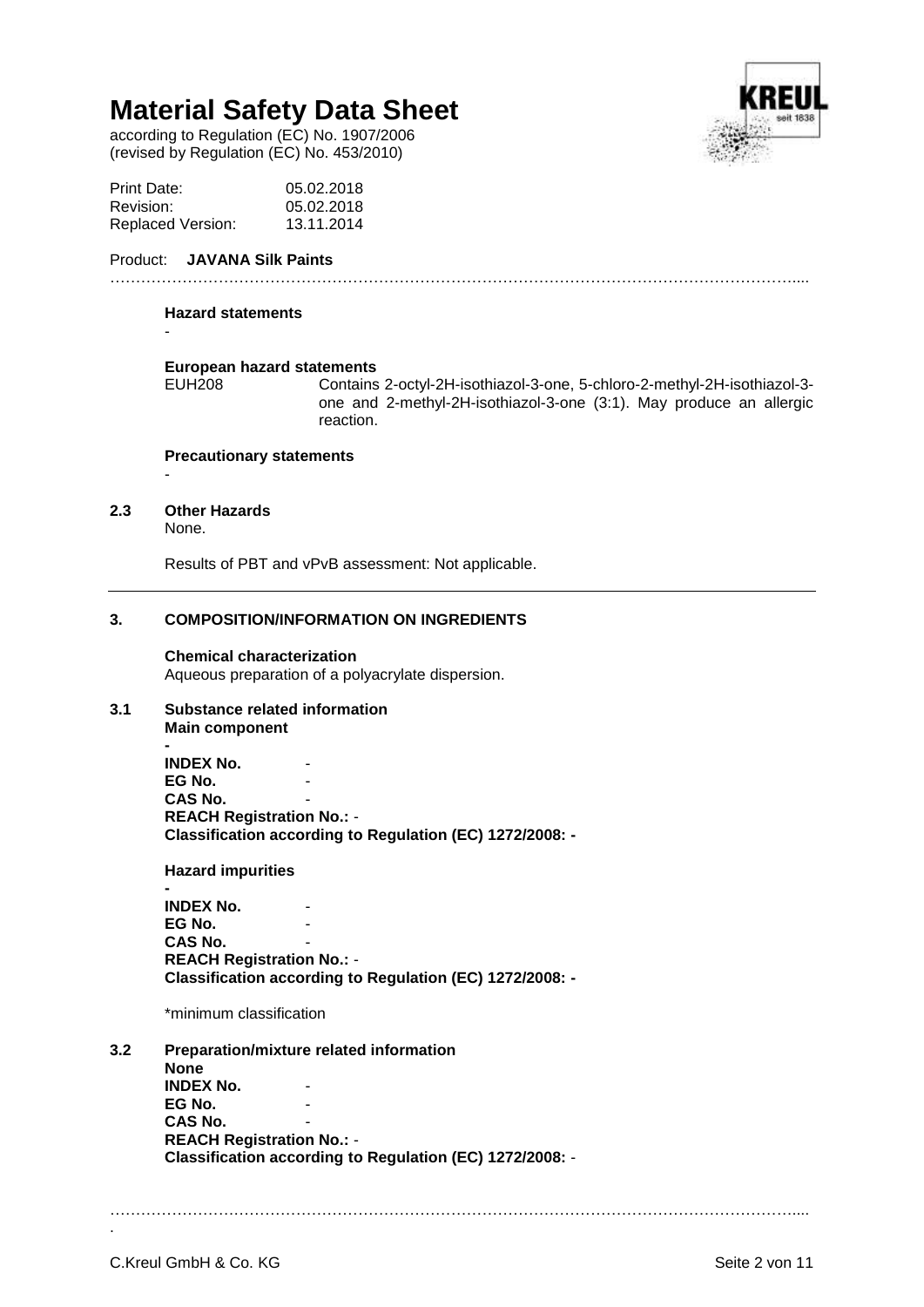# Material Safety Data Sheet

according to Regulation (EC) No. 1907/2006
(revised by Regulation (EC) No. 453/2010)

Print Date: 05.02.2018
Revision: 05.02.2018
Replaced Version: 13.11.2014

Product: **JAVANA Silk Paints**

**Hazard statements**

-

**European hazard statements**

EUH208 Contains 2-octyl-2H-isothiazol-3-one, 5-chloro-2-methyl-2H-isothiazol-3-one and 2-methyl-2H-isothiazol-3-one (3:1). May produce an allergic reaction.

**Precautionary statements**

-

**2.3 Other Hazards**

None.

Results of PBT and vPvB assessment: Not applicable.

## 3. COMPOSITION/INFORMATION ON INGREDIENTS

**Chemical characterization**

Aqueous preparation of a polyacrylate dispersion.

**3.1 Substance related information**

**Main component**

**-**

**INDEX No.** -
**EG No.** -
**CAS No.** -
**REACH Registration No.:** -
**Classification according to Regulation (EC) 1272/2008: -**

**Hazard impurities**

**-**

**INDEX No.** -
**EG No.** -
**CAS No.** -
**REACH Registration No.:** -
**Classification according to Regulation (EC) 1272/2008: -**

*minimum classification

**3.2 Preparation/mixture related information**

**None**

**INDEX No.** -
**EG No.** -
**CAS No.** -
**REACH Registration No.:** -
**Classification according to Regulation (EC) 1272/2008:** -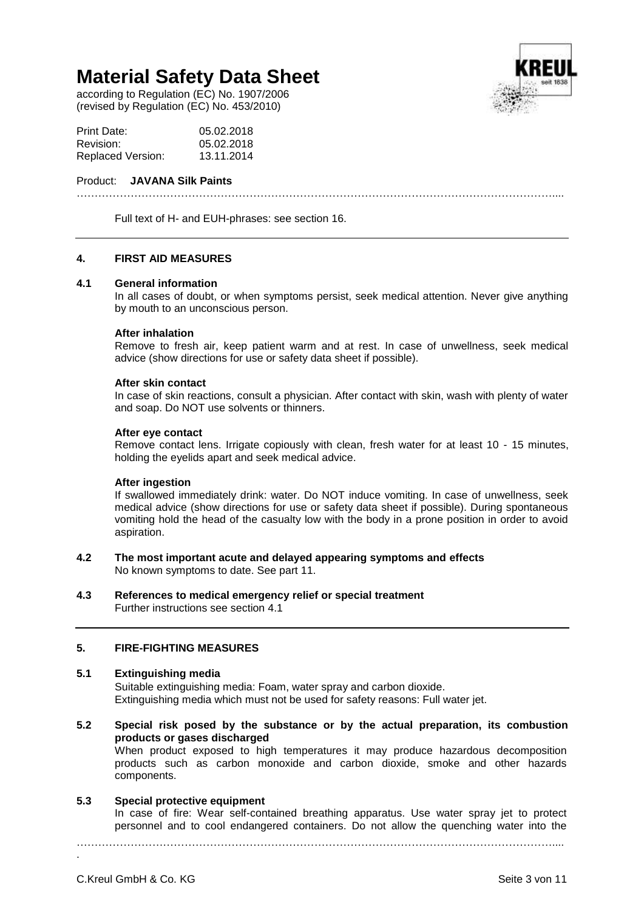Full text of H- and EUH-phrases: see section 16.

## 4. FIRST AID MEASURES

### 4.1 General information

In all cases of doubt, or when symptoms persist, seek medical attention. Never give anything by mouth to an unconscious person.

**After inhalation**

Remove to fresh air, keep patient warm and at rest. In case of unwellness, seek medical advice (show directions for use or safety data sheet if possible).

**After skin contact**

In case of skin reactions, consult a physician. After contact with skin, wash with plenty of water and soap. Do NOT use solvents or thinners.

**After eye contact**

Remove contact lens. Irrigate copiously with clean, fresh water for at least 10 - 15 minutes, holding the eyelids apart and seek medical advice.

**After ingestion**

If swallowed immediately drink: water. Do NOT induce vomiting. In case of unwellness, seek medical advice (show directions for use or safety data sheet if possible). During spontaneous vomiting hold the head of the casualty low with the body in a prone position in order to avoid aspiration.

### 4.2 The most important acute and delayed appearing symptoms and effects

No known symptoms to date. See part 11.

### 4.3 References to medical emergency relief or special treatment

Further instructions see section 4.1

## 5. FIRE-FIGHTING MEASURES

### 5.1 Extinguishing media

Suitable extinguishing media: Foam, water spray and carbon dioxide.
Extinguishing media which must not be used for safety reasons: Full water jet.

### 5.2 Special risk posed by the substance or by the actual preparation, its combustion products or gases discharged

When product exposed to high temperatures it may produce hazardous decomposition products such as carbon monoxide and carbon dioxide, smoke and other hazards components.

### 5.3 Special protective equipment

In case of fire: Wear self-contained breathing apparatus. Use water spray jet to protect personnel and to cool endangered containers. Do not allow the quenching water into the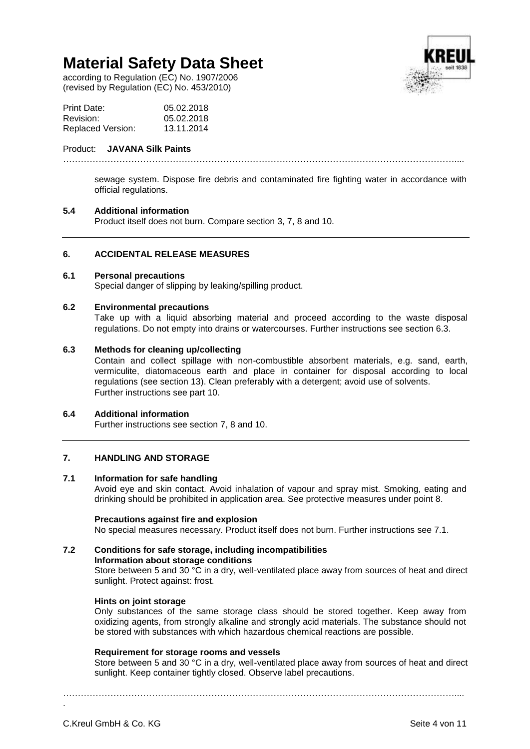sewage system. Dispose fire debris and contaminated fire fighting water in accordance with official regulations.

**5.4 Additional information**

Product itself does not burn. Compare section 3, 7, 8 and 10.

## 6. ACCIDENTAL RELEASE MEASURES

**6.1 Personal precautions**

Special danger of slipping by leaking/spilling product.

**6.2 Environmental precautions**

Take up with a liquid absorbing material and proceed according to the waste disposal regulations. Do not empty into drains or watercourses. Further instructions see section 6.3.

**6.3 Methods for cleaning up/collecting**

Contain and collect spillage with non-combustible absorbent materials, e.g. sand, earth, vermiculite, diatomaceous earth and place in container for disposal according to local regulations (see section 13). Clean preferably with a detergent; avoid use of solvents.
Further instructions see part 10.

**6.4 Additional information**

Further instructions see section 7, 8 and 10.

## 7. HANDLING AND STORAGE

**7.1 Information for safe handling**

Avoid eye and skin contact. Avoid inhalation of vapour and spray mist. Smoking, eating and drinking should be prohibited in application area. See protective measures under point 8.

**Precautions against fire and explosion**

No special measures necessary. Product itself does not burn. Further instructions see 7.1.

**7.2 Conditions for safe storage, including incompatibilities**

**Information about storage conditions**

Store between 5 and 30 °C in a dry, well-ventilated place away from sources of heat and direct sunlight. Protect against: frost.

**Hints on joint storage**

Only substances of the same storage class should be stored together. Keep away from oxidizing agents, from strongly alkaline and strongly acid materials. The substance should not be stored with substances with which hazardous chemical reactions are possible.

**Requirement for storage rooms and vessels**

Store between 5 and 30 °C in a dry, well-ventilated place away from sources of heat and direct sunlight. Keep container tightly closed. Observe label precautions.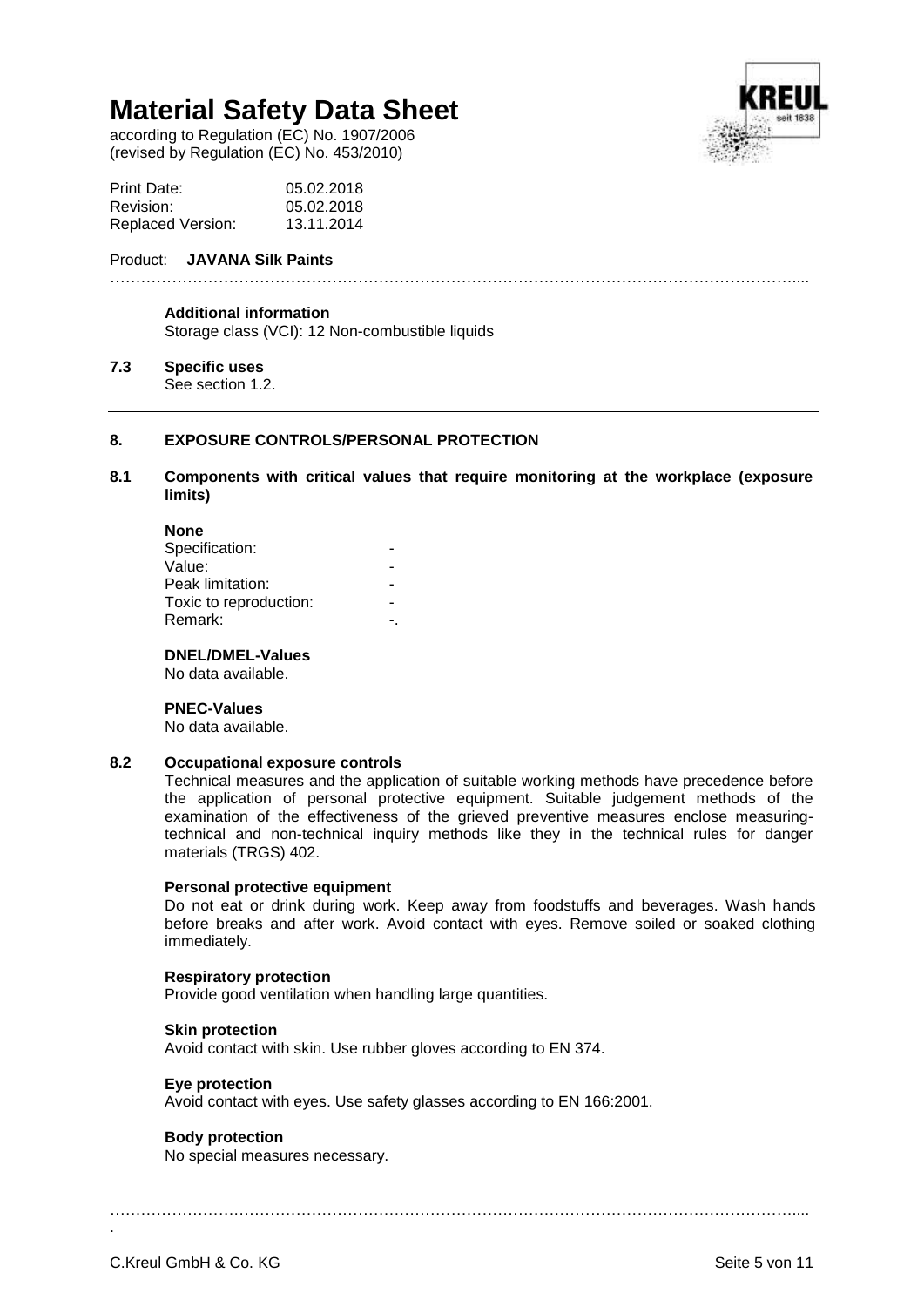**Additional information**
Storage class (VCI): 12 Non-combustible liquids

## 7.3 Specific uses

See section 1.2.

# 8. EXPOSURE CONTROLS/PERSONAL PROTECTION

## 8.1 Components with critical values that require monitoring at the workplace (exposure limits)

**None**

| | |
|---|---|
| Specification: | - |
| Value: | - |
| Peak limitation: | - |
| Toxic to reproduction: | - |
| Remark: | -. |

**DNEL/DMEL-Values**
No data available.

**PNEC-Values**
No data available.

## 8.2 Occupational exposure controls

Technical measures and the application of suitable working methods have precedence before the application of personal protective equipment. Suitable judgement methods of the examination of the effectiveness of the grieved preventive measures enclose measuring-technical and non-technical inquiry methods like they in the technical rules for danger materials (TRGS) 402.

**Personal protective equipment**
Do not eat or drink during work. Keep away from foodstuffs and beverages. Wash hands before breaks and after work. Avoid contact with eyes. Remove soiled or soaked clothing immediately.

**Respiratory protection**
Provide good ventilation when handling large quantities.

**Skin protection**
Avoid contact with skin. Use rubber gloves according to EN 374.

**Eye protection**
Avoid contact with eyes. Use safety glasses according to EN 166:2001.

**Body protection**
No special measures necessary.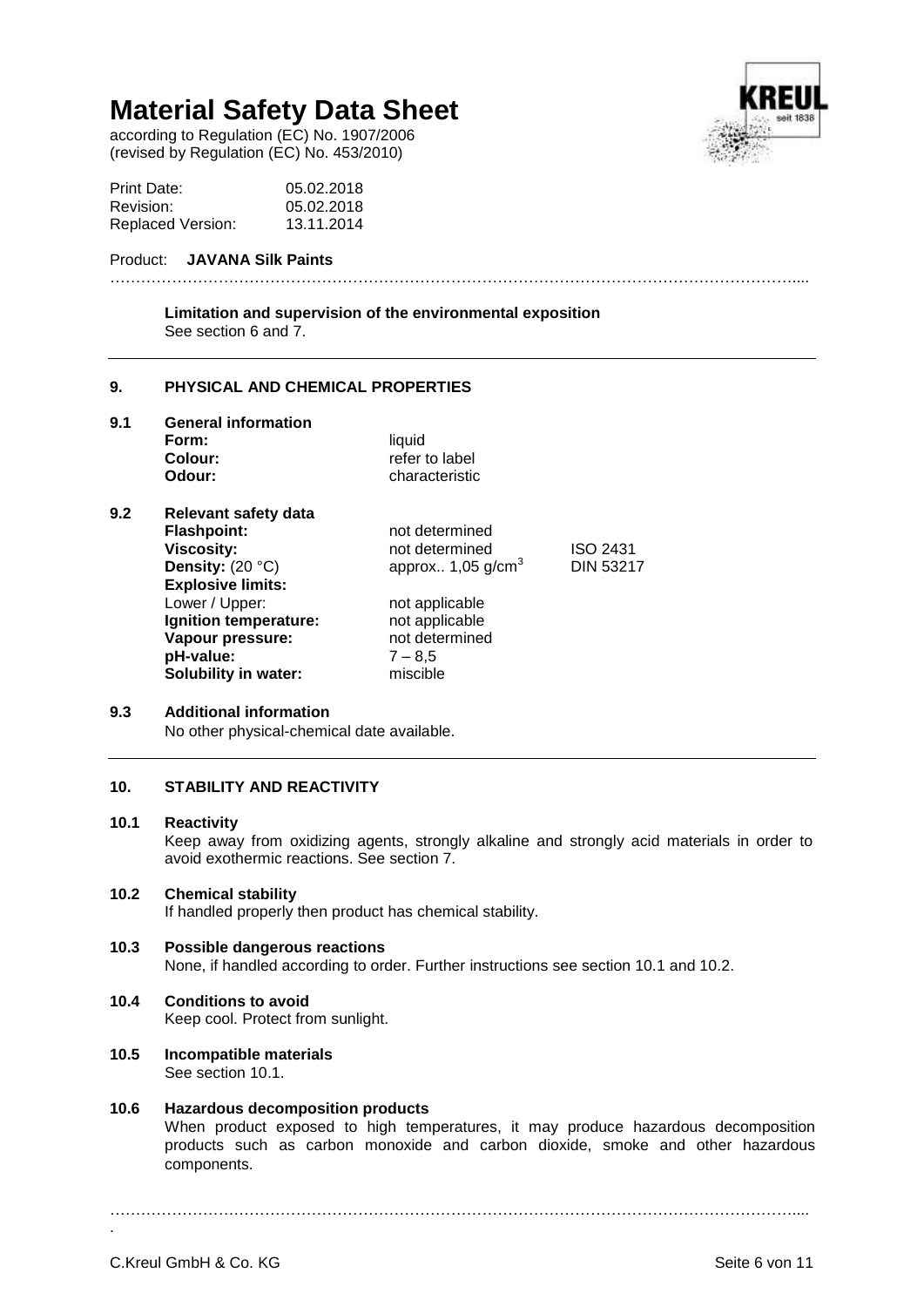**Limitation and supervision of the environmental exposition**
See section 6 and 7.

## 9. PHYSICAL AND CHEMICAL PROPERTIES

### 9.1 General information

| | | |
|---|---|---|
| **Form:** | liquid | |
| **Colour:** | refer to label | |
| **Odour:** | characteristic | |

### 9.2 Relevant safety data

| | | |
|---|---|---|
| **Flashpoint:** | not determined | |
| **Viscosity:** | not determined | ISO 2431 |
| **Density:** (20 °C) | approx.. 1,05 g/cm$^3$ | DIN 53217 |
| **Explosive limits:** | | |
| Lower / Upper: | not applicable | |
| **Ignition temperature:** | not applicable | |
| **Vapour pressure:** | not determined | |
| **pH-value:** | 7 – 8,5 | |
| **Solubility in water:** | miscible | |

### 9.3 Additional information

No other physical-chemical date available.

## 10. STABILITY AND REACTIVITY

### 10.1 Reactivity

Keep away from oxidizing agents, strongly alkaline and strongly acid materials in order to avoid exothermic reactions. See section 7.

### 10.2 Chemical stability

If handled properly then product has chemical stability.

### 10.3 Possible dangerous reactions

None, if handled according to order. Further instructions see section 10.1 and 10.2.

### 10.4 Conditions to avoid

Keep cool. Protect from sunlight.

### 10.5 Incompatible materials

See section 10.1.

### 10.6 Hazardous decomposition products

When product exposed to high temperatures, it may produce hazardous decomposition products such as carbon monoxide and carbon dioxide, smoke and other hazardous components.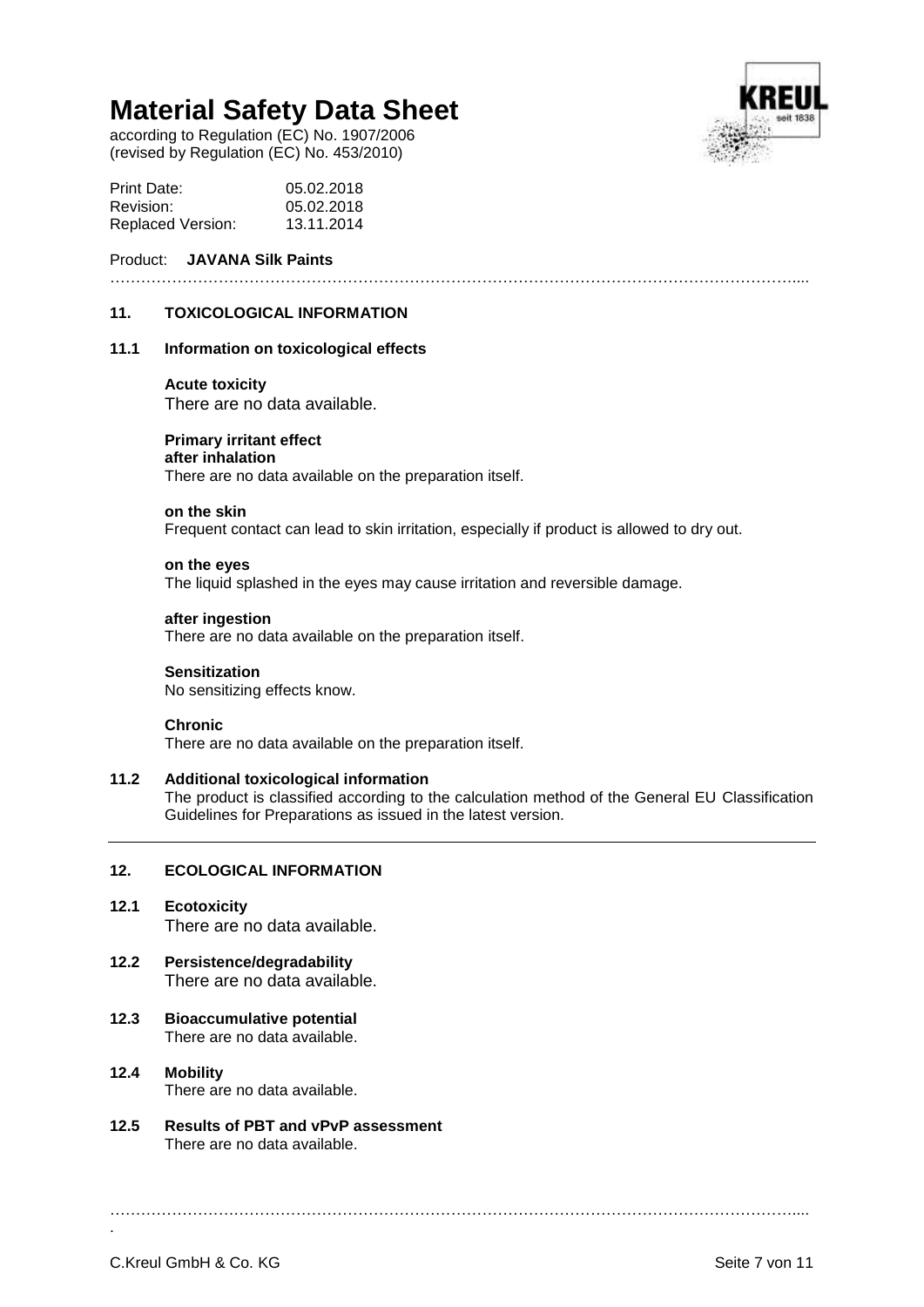# Material Safety Data Sheet

according to Regulation (EC) No. 1907/2006
(revised by Regulation (EC) No. 453/2010)

Print Date: 05.02.2018
Revision: 05.02.2018
Replaced Version: 13.11.2014

Product: **JAVANA Silk Paints**

## 11. TOXICOLOGICAL INFORMATION

### 11.1 Information on toxicological effects

**Acute toxicity**
There are no data available.

**Primary irritant effect**
**after inhalation**
There are no data available on the preparation itself.

**on the skin**
Frequent contact can lead to skin irritation, especially if product is allowed to dry out.

**on the eyes**
The liquid splashed in the eyes may cause irritation and reversible damage.

**after ingestion**
There are no data available on the preparation itself.

**Sensitization**
No sensitizing effects know.

**Chronic**
There are no data available on the preparation itself.

### 11.2 Additional toxicological information

The product is classified according to the calculation method of the General EU Classification Guidelines for Preparations as issued in the latest version.

## 12. ECOLOGICAL INFORMATION

### 12.1 Ecotoxicity

There are no data available.

### 12.2 Persistence/degradability

There are no data available.

### 12.3 Bioaccumulative potential

There are no data available.

### 12.4 Mobility

There are no data available.

### 12.5 Results of PBT and vPvP assessment

There are no data available.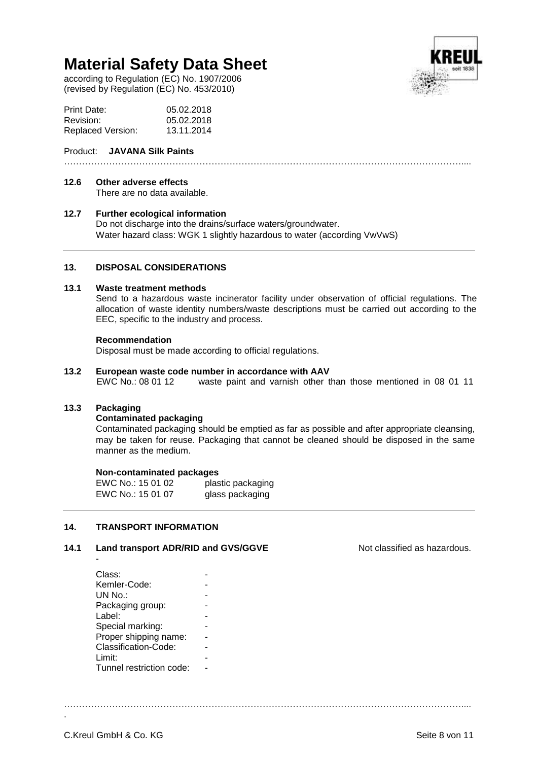### 12.6 Other adverse effects

There are no data available.

### 12.7 Further ecological information

Do not discharge into the drains/surface waters/groundwater.
Water hazard class: WGK 1 slightly hazardous to water (according VwVwS)

## 13. DISPOSAL CONSIDERATIONS

### 13.1 Waste treatment methods

Send to a hazardous waste incinerator facility under observation of official regulations. The allocation of waste identity numbers/waste descriptions must be carried out according to the EEC, specific to the industry and process.

**Recommendation**

Disposal must be made according to official regulations.

### 13.2 European waste code number in accordance with AAV

EWC No.: 08 01 12 waste paint and varnish other than those mentioned in 08 01 11

### 13.3 Packaging

**Contaminated packaging**

Contaminated packaging should be emptied as far as possible and after appropriate cleansing, may be taken for reuse. Packaging that cannot be cleaned should be disposed in the same manner as the medium.

**Non-contaminated packages**

| | |
|---|---|
| EWC No.: 15 01 02 | plastic packaging |
| EWC No.: 15 01 07 | glass packaging |

## 14. TRANSPORT INFORMATION

### 14.1 Land transport ADR/RID and GVS/GGVE

Not classified as hazardous.

-

| | |
|---|---|
| Class: | - |
| Kemler-Code: | - |
| UN No.: | - |
| Packaging group: | - |
| Label: | - |
| Special marking: | - |
| Proper shipping name: | - |
| Classification-Code: | - |
| Limit: | - |
| Tunnel restriction code: | - |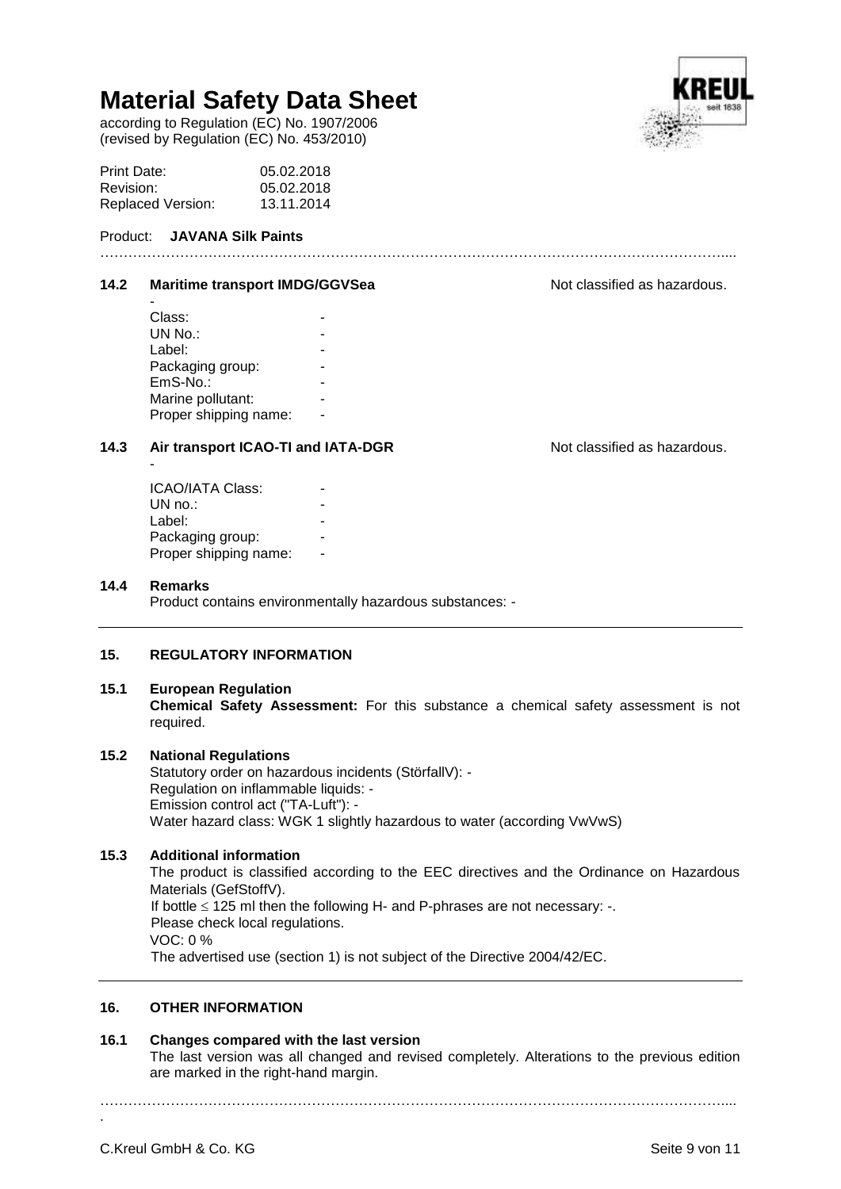# Material Safety Data Sheet

according to Regulation (EC) No. 1907/2006
(revised by Regulation (EC) No. 453/2010)

Print Date: 05.02.2018
Revision: 05.02.2018
Replaced Version: 13.11.2014

Product: **JAVANA Silk Paints**

**14.2 Maritime transport IMDG/GGVSea** Not classified as hazardous.

-

| | |
|---|---|
| Class: | - |
| UN No.: | - |
| Label: | - |
| Packaging group: | - |
| EmS-No.: | - |
| Marine pollutant: | - |
| Proper shipping name: | - |

**14.3 Air transport ICAO-TI and IATA-DGR** Not classified as hazardous.

-

| | |
|---|---|
| ICAO/IATA Class: | - |
| UN no.: | - |
| Label: | - |
| Packaging group: | - |
| Proper shipping name: | - |

**14.4 Remarks**

Product contains environmentally hazardous substances: -

## 15. REGULATORY INFORMATION

**15.1 European Regulation**

**Chemical Safety Assessment:** For this substance a chemical safety assessment is not required.

**15.2 National Regulations**

Statutory order on hazardous incidents (StörfallV): -
Regulation on inflammable liquids: -
Emission control act ("TA-Luft"): -
Water hazard class: WGK 1 slightly hazardous to water (according VwVwS)

**15.3 Additional information**

The product is classified according to the EEC directives and the Ordinance on Hazardous Materials (GefStoffV).
If bottle ≤ 125 ml then the following H- and P-phrases are not necessary: -.
Please check local regulations.
VOC: 0 %
The advertised use (section 1) is not subject of the Directive 2004/42/EC.

## 16. OTHER INFORMATION

**16.1 Changes compared with the last version**

The last version was all changed and revised completely. Alterations to the previous edition are marked in the right-hand margin.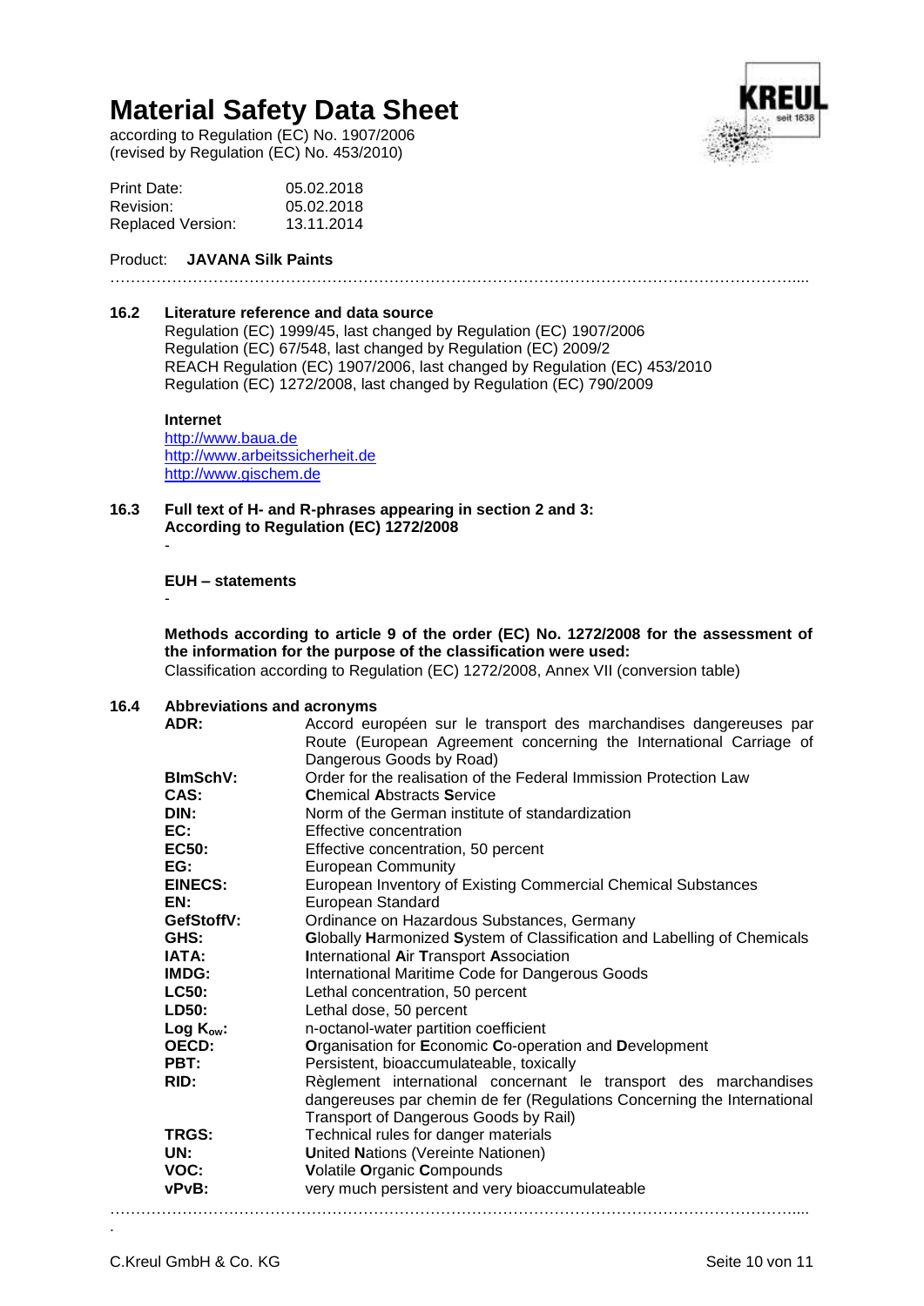# Material Safety Data Sheet

according to Regulation (EC) No. 1907/2006
(revised by Regulation (EC) No. 453/2010)

| | |
|---|---|
| Print Date: | 05.02.2018 |
| Revision: | 05.02.2018 |
| Replaced Version: | 13.11.2014 |

Product: **JAVANA Silk Paints**

### 16.2 Literature reference and data source

Regulation (EC) 1999/45, last changed by Regulation (EC) 1907/2006
Regulation (EC) 67/548, last changed by Regulation (EC) 2009/2
REACH Regulation (EC) 1907/2006, last changed by Regulation (EC) 453/2010
Regulation (EC) 1272/2008, last changed by Regulation (EC) 790/2009

**Internet**
http://www.baua.de
http://www.arbeitssicherheit.de
http://www.gischem.de

### 16.3 Full text of H- and R-phrases appearing in section 2 and 3: According to Regulation (EC) 1272/2008

-

**EUH – statements**

-

**Methods according to article 9 of the order (EC) No. 1272/2008 for the assessment of the information for the purpose of the classification were used:**
Classification according to Regulation (EC) 1272/2008, Annex VII (conversion table)

### 16.4 Abbreviations and acronyms

| | |
|---|---|
| **ADR:** | Accord européen sur le transport des marchandises dangereuses par Route (European Agreement concerning the International Carriage of Dangerous Goods by Road) |
| **BImSchV:** | Order for the realisation of the Federal Immission Protection Law |
| **CAS:** | **C**hemical **A**bstracts **S**ervice |
| **DIN:** | Norm of the German institute of standardization |
| **EC:** | Effective concentration |
| **EC50:** | Effective concentration, 50 percent |
| **EG:** | European Community |
| **EINECS:** | European Inventory of Existing Commercial Chemical Substances |
| **EN:** | European Standard |
| **GefStoffV:** | Ordinance on Hazardous Substances, Germany |
| **GHS:** | **G**lobally **H**armonized **S**ystem of Classification and Labelling of Chemicals |
| **IATA:** | **I**nternational **A**ir **T**ransport **A**ssociation |
| **IMDG:** | International Maritime Code for Dangerous Goods |
| **LC50:** | Lethal concentration, 50 percent |
| **LD50:** | Lethal dose, 50 percent |
| **Log $K_{ow}$:** | n-octanol-water partition coefficient |
| **OECD:** | **O**rganisation for **E**conomic **C**o-operation and **D**evelopment |
| **PBT:** | Persistent, bioaccumulateable, toxically |
| **RID:** | Règlement international concernant le transport des marchandises dangereuses par chemin de fer (Regulations Concerning the International Transport of Dangerous Goods by Rail) |
| **TRGS:** | Technical rules for danger materials |
| **UN:** | **U**nited **N**ations (Vereinte Nationen) |
| **VOC:** | **V**olatile **O**rganic **C**ompounds |
| **vPvB:** | very much persistent and very bioaccumulateable |

C.Kreul GmbH & Co. KG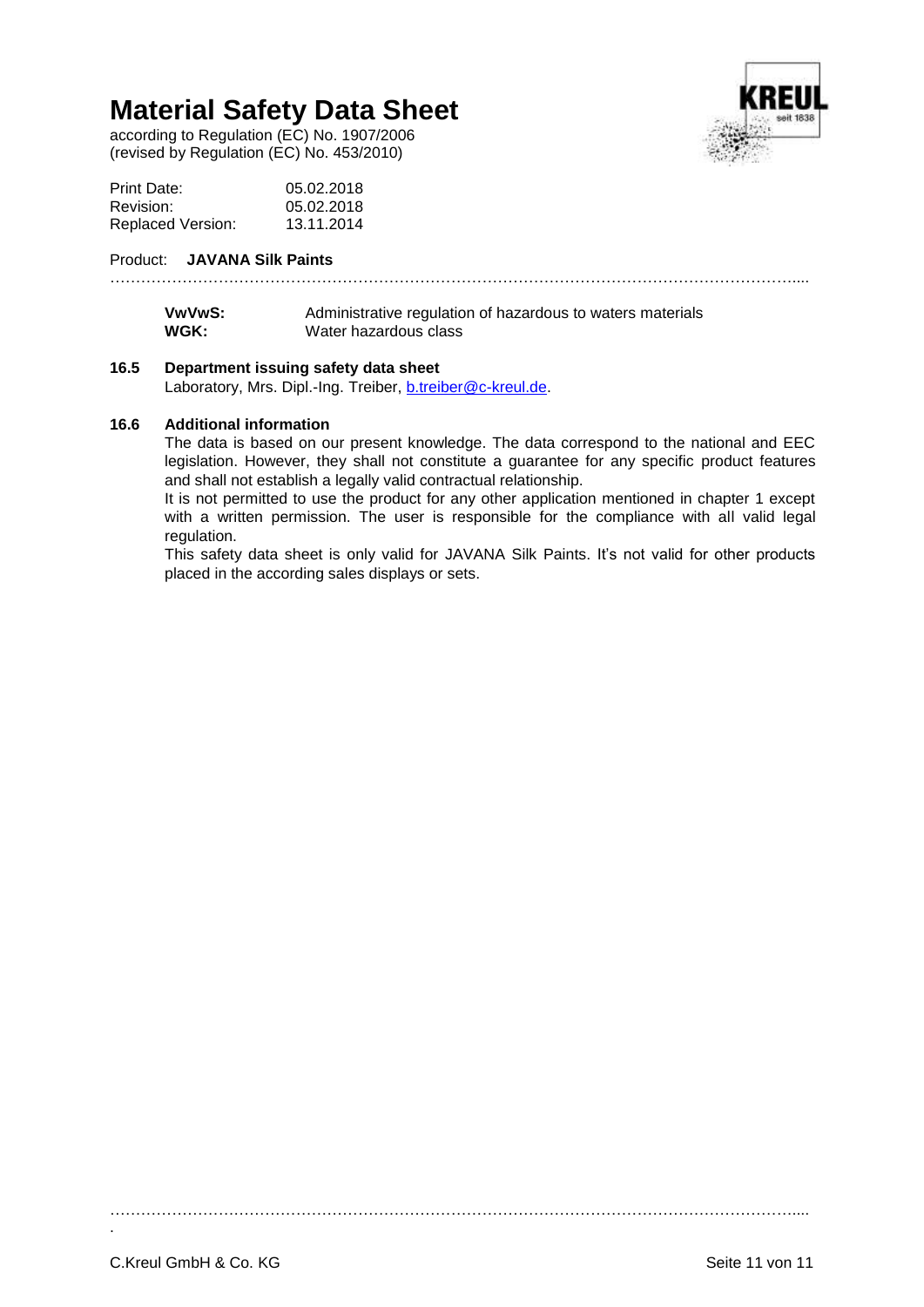| | |
|---|---|
| **VwVwS:** | Administrative regulation of hazardous to waters materials |
| **WGK:** | Water hazardous class |

### 16.5 Department issuing safety data sheet

Laboratory, Mrs. Dipl.-Ing. Treiber, b.treiber@c-kreul.de.

### 16.6 Additional information

The data is based on our present knowledge. The data correspond to the national and EEC legislation. However, they shall not constitute a guarantee for any specific product features and shall not establish a legally valid contractual relationship.

It is not permitted to use the product for any other application mentioned in chapter 1 except with a written permission. The user is responsible for the compliance with all valid legal regulation.

This safety data sheet is only valid for JAVANA Silk Paints. It's not valid for other products placed in the according sales displays or sets.